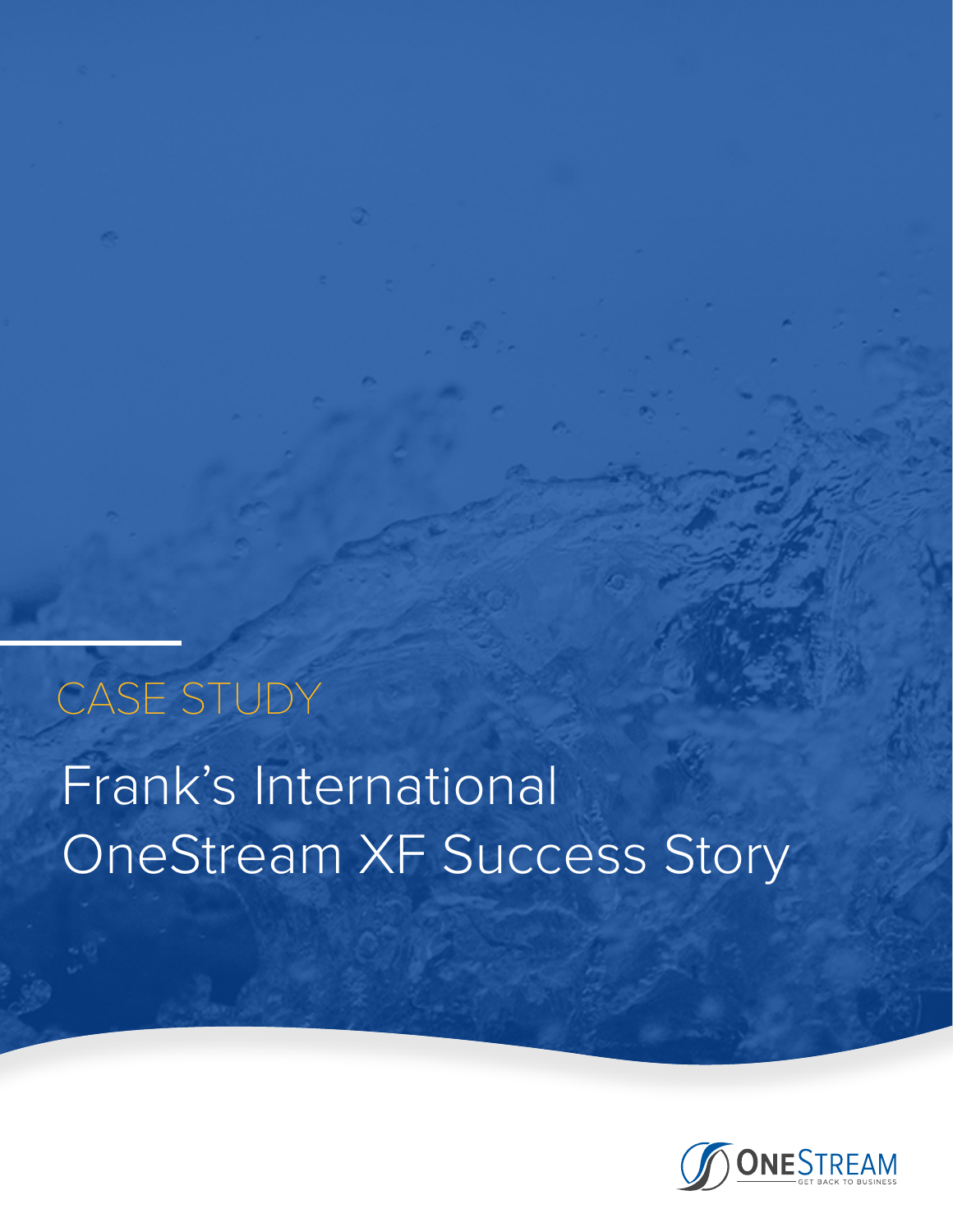CASE STUDY

# Frank's International OneStream XF Success Story

ONESTREAM
GET BACK TO BUSINESS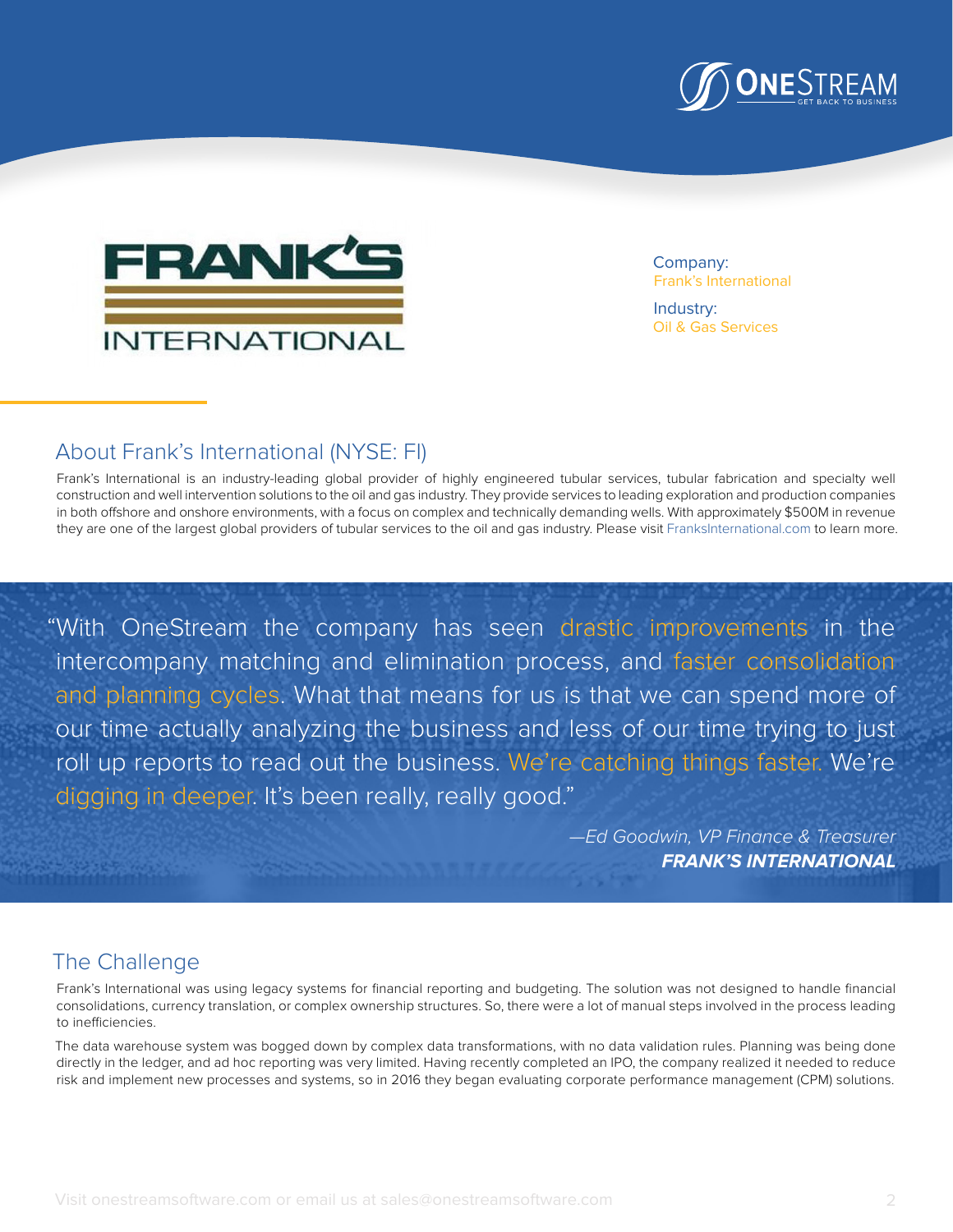Company:
Frank's International

Industry:
Oil & Gas Services

## About Frank's International (NYSE: FI)

Frank's International is an industry-leading global provider of highly engineered tubular services, tubular fabrication and specialty well construction and well intervention solutions to the oil and gas industry. They provide services to leading exploration and production companies in both offshore and onshore environments, with a focus on complex and technically demanding wells. With approximately $500M in revenue they are one of the largest global providers of tubular services to the oil and gas industry. Please visit FranksInternational.com to learn more.

> "With OneStream the company has seen drastic improvements in the intercompany matching and elimination process, and faster consolidation and planning cycles. What that means for us is that we can spend more of our time actually analyzing the business and less of our time trying to just roll up reports to read out the business. We're catching things faster. We're digging in deeper. It's been really, really good."
>
> *—Ed Goodwin, VP Finance & Treasurer*
> ***FRANK'S INTERNATIONAL***

## The Challenge

Frank's International was using legacy systems for financial reporting and budgeting. The solution was not designed to handle financial consolidations, currency translation, or complex ownership structures. So, there were a lot of manual steps involved in the process leading to inefficiencies.

The data warehouse system was bogged down by complex data transformations, with no data validation rules. Planning was being done directly in the ledger, and ad hoc reporting was very limited. Having recently completed an IPO, the company realized it needed to reduce risk and implement new processes and systems, so in 2016 they began evaluating corporate performance management (CPM) solutions.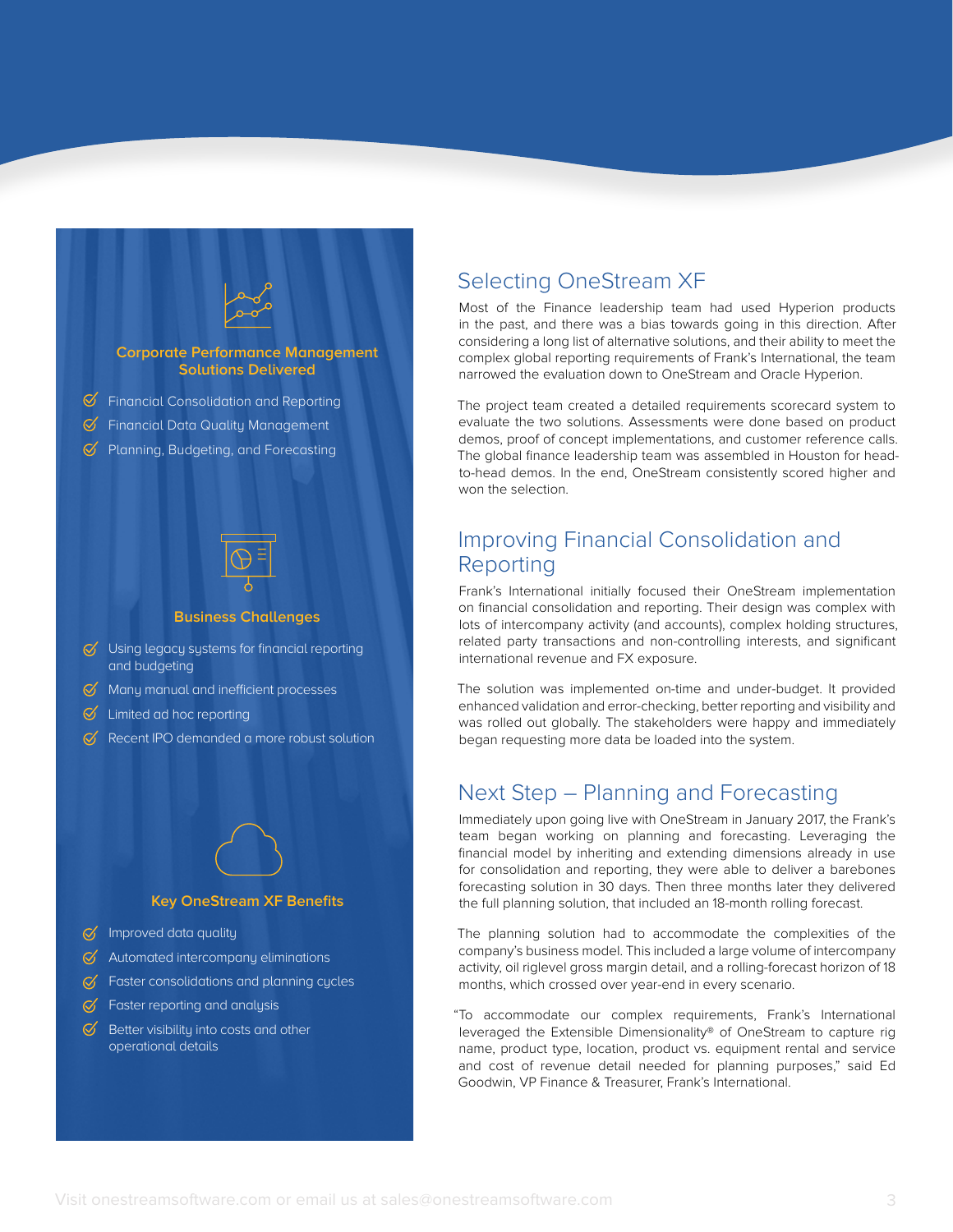### Corporate Performance Management Solutions Delivered

- Financial Consolidation and Reporting
- Financial Data Quality Management
- Planning, Budgeting, and Forecasting

### Business Challenges

- Using legacy systems for financial reporting and budgeting
- Many manual and inefficient processes
- Limited ad hoc reporting
- Recent IPO demanded a more robust solution

### Key OneStream XF Benefits

- Improved data quality
- Automated intercompany eliminations
- Faster consolidations and planning cycles
- Faster reporting and analysis
- Better visibility into costs and other operational details

## Selecting OneStream XF

Most of the Finance leadership team had used Hyperion products in the past, and there was a bias towards going in this direction. After considering a long list of alternative solutions, and their ability to meet the complex global reporting requirements of Frank's International, the team narrowed the evaluation down to OneStream and Oracle Hyperion.

The project team created a detailed requirements scorecard system to evaluate the two solutions. Assessments were done based on product demos, proof of concept implementations, and customer reference calls. The global finance leadership team was assembled in Houston for head-to-head demos. In the end, OneStream consistently scored higher and won the selection.

## Improving Financial Consolidation and Reporting

Frank's International initially focused their OneStream implementation on financial consolidation and reporting. Their design was complex with lots of intercompany activity (and accounts), complex holding structures, related party transactions and non-controlling interests, and significant international revenue and FX exposure.

The solution was implemented on-time and under-budget. It provided enhanced validation and error-checking, better reporting and visibility and was rolled out globally. The stakeholders were happy and immediately began requesting more data be loaded into the system.

## Next Step – Planning and Forecasting

Immediately upon going live with OneStream in January 2017, the Frank's team began working on planning and forecasting. Leveraging the financial model by inheriting and extending dimensions already in use for consolidation and reporting, they were able to deliver a barebones forecasting solution in 30 days. Then three months later they delivered the full planning solution, that included an 18-month rolling forecast.

The planning solution had to accommodate the complexities of the company's business model. This included a large volume of intercompany activity, oil riglevel gross margin detail, and a rolling-forecast horizon of 18 months, which crossed over year-end in every scenario.

"To accommodate our complex requirements, Frank's International leveraged the Extensible Dimensionality® of OneStream to capture rig name, product type, location, product vs. equipment rental and service and cost of revenue detail needed for planning purposes," said Ed Goodwin, VP Finance & Treasurer, Frank's International.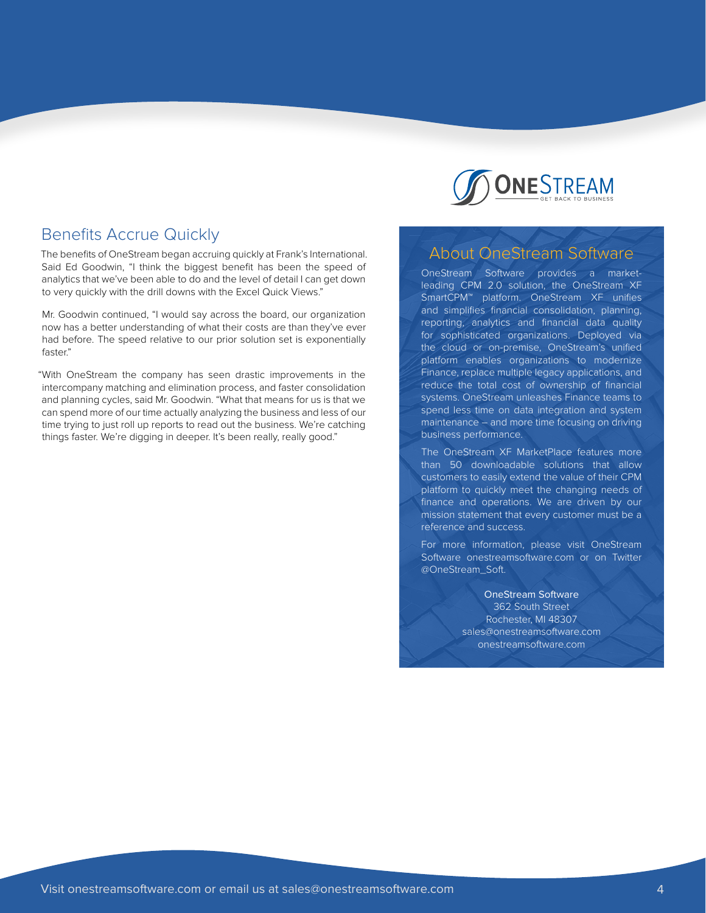## Benefits Accrue Quickly

The benefits of OneStream began accruing quickly at Frank's International. Said Ed Goodwin, "I think the biggest benefit has been the speed of analytics that we've been able to do and the level of detail I can get down to very quickly with the drill downs with the Excel Quick Views."

Mr. Goodwin continued, "I would say across the board, our organization now has a better understanding of what their costs are than they've ever had before. The speed relative to our prior solution set is exponentially faster."

"With OneStream the company has seen drastic improvements in the intercompany matching and elimination process, and faster consolidation and planning cycles, said Mr. Goodwin. "What that means for us is that we can spend more of our time actually analyzing the business and less of our time trying to just roll up reports to read out the business. We're catching things faster. We're digging in deeper. It's been really, really good."

## About OneStream Software

OneStream Software provides a market-leading CPM 2.0 solution, the OneStream XF SmartCPM™ platform. OneStream XF unifies and simplifies financial consolidation, planning, reporting, analytics and financial data quality for sophisticated organizations. Deployed via the cloud or on-premise, OneStream's unified platform enables organizations to modernize Finance, replace multiple legacy applications, and reduce the total cost of ownership of financial systems. OneStream unleashes Finance teams to spend less time on data integration and system maintenance – and more time focusing on driving business performance.

The OneStream XF MarketPlace features more than 50 downloadable solutions that allow customers to easily extend the value of their CPM platform to quickly meet the changing needs of finance and operations. We are driven by our mission statement that every customer must be a reference and success.

For more information, please visit OneStream Software onestreamsoftware.com or on Twitter @OneStream_Soft.

OneStream Software
362 South Street
Rochester, MI 48307
sales@onestreamsoftware.com
onestreamsoftware.com

Visit onestreamsoftware.com or email us at sales@onestreamsoftware.com